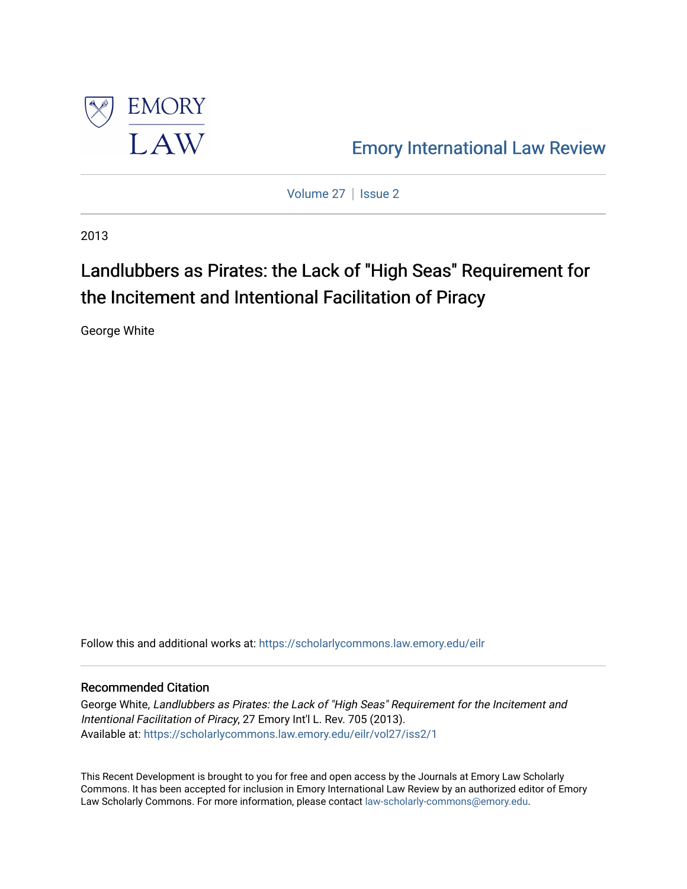# Emory International Law Review

Volume 27 | Issue 2

2013

## Landlubbers as Pirates: the Lack of "High Seas" Requirement for the Incitement and Intentional Facilitation of Piracy

George White

Follow this and additional works at: https://scholarlycommons.law.emory.edu/eilr

### Recommended Citation

George White, *Landlubbers as Pirates: the Lack of "High Seas" Requirement for the Incitement and Intentional Facilitation of Piracy*, 27 Emory Int'l L. Rev. 705 (2013).
Available at: https://scholarlycommons.law.emory.edu/eilr/vol27/iss2/1

This Recent Development is brought to you for free and open access by the Journals at Emory Law Scholarly Commons. It has been accepted for inclusion in Emory International Law Review by an authorized editor of Emory Law Scholarly Commons. For more information, please contact law-scholarly-commons@emory.edu.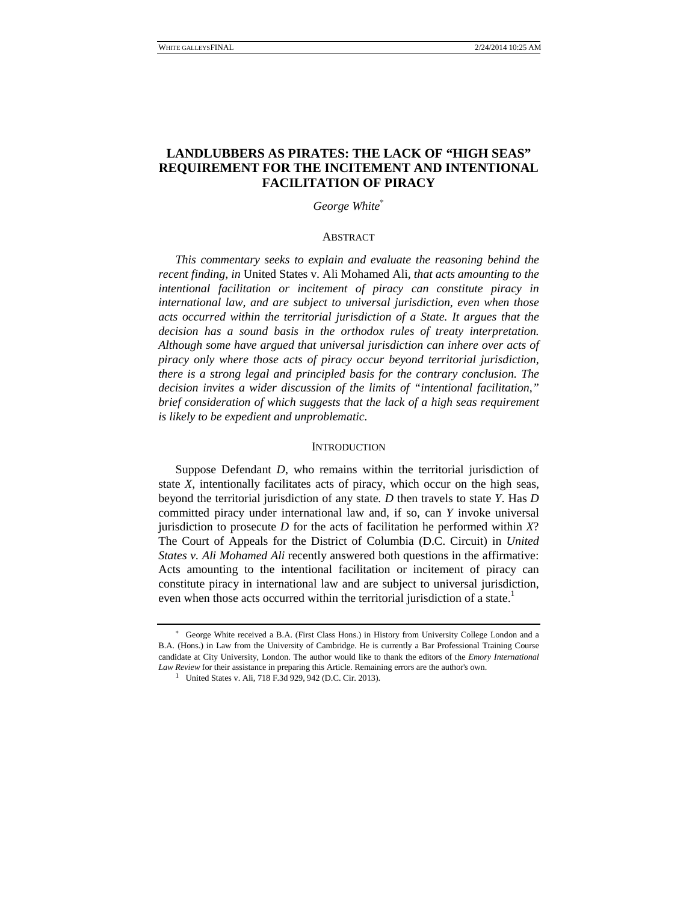# LANDLUBBERS AS PIRATES: THE LACK OF "HIGH SEAS" REQUIREMENT FOR THE INCITEMENT AND INTENTIONAL FACILITATION OF PIRACY

*George White*[*]

## ABSTRACT

*This commentary seeks to explain and evaluate the reasoning behind the recent finding, in* United States v. Ali Mohamed Ali, *that acts amounting to the intentional facilitation or incitement of piracy can constitute piracy in international law, and are subject to universal jurisdiction, even when those acts occurred within the territorial jurisdiction of a State. It argues that the decision has a sound basis in the orthodox rules of treaty interpretation. Although some have argued that universal jurisdiction can inhere over acts of piracy only where those acts of piracy occur beyond territorial jurisdiction, there is a strong legal and principled basis for the contrary conclusion. The decision invites a wider discussion of the limits of "intentional facilitation," brief consideration of which suggests that the lack of a high seas requirement is likely to be expedient and unproblematic.*

## INTRODUCTION

Suppose Defendant *D*, who remains within the territorial jurisdiction of state *X*, intentionally facilitates acts of piracy, which occur on the high seas, beyond the territorial jurisdiction of any state. *D* then travels to state *Y*. Has *D* committed piracy under international law and, if so, can *Y* invoke universal jurisdiction to prosecute *D* for the acts of facilitation he performed within *X*? The Court of Appeals for the District of Columbia (D.C. Circuit) in *United States v. Ali Mohamed Ali* recently answered both questions in the affirmative: Acts amounting to the intentional facilitation or incitement of piracy can constitute piracy in international law and are subject to universal jurisdiction, even when those acts occurred within the territorial jurisdiction of a state.[1]

---

[*] George White received a B.A. (First Class Hons.) in History from University College London and a B.A. (Hons.) in Law from the University of Cambridge. He is currently a Bar Professional Training Course candidate at City University, London. The author would like to thank the editors of the *Emory International Law Review* for their assistance in preparing this Article. Remaining errors are the author's own.

[1] United States v. Ali, 718 F.3d 929, 942 (D.C. Cir. 2013).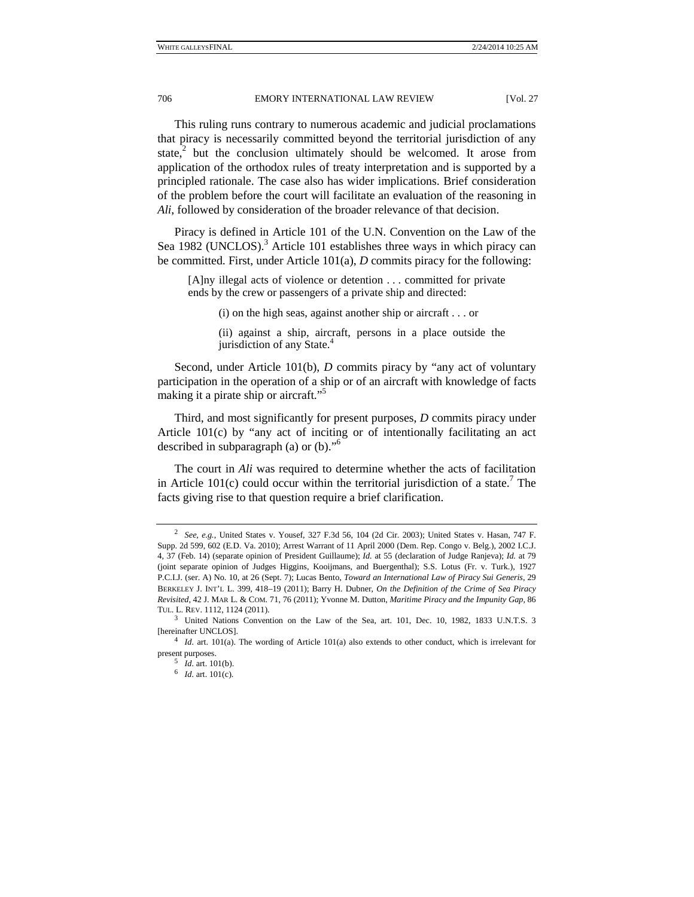This ruling runs contrary to numerous academic and judicial proclamations that piracy is necessarily committed beyond the territorial jurisdiction of any state,[2] but the conclusion ultimately should be welcomed. It arose from application of the orthodox rules of treaty interpretation and is supported by a principled rationale. The case also has wider implications. Brief consideration of the problem before the court will facilitate an evaluation of the reasoning in *Ali*, followed by consideration of the broader relevance of that decision.

Piracy is defined in Article 101 of the U.N. Convention on the Law of the Sea 1982 (UNCLOS).[3] Article 101 establishes three ways in which piracy can be committed. First, under Article 101(a), *D* commits piracy for the following:

> [A]ny illegal acts of violence or detention . . . committed for private ends by the crew or passengers of a private ship and directed:
>
> > (i) on the high seas, against another ship or aircraft . . . or
> >
> > (ii) against a ship, aircraft, persons in a place outside the jurisdiction of any State.[4]

Second, under Article 101(b), *D* commits piracy by "any act of voluntary participation in the operation of a ship or of an aircraft with knowledge of facts making it a pirate ship or aircraft."[5]

Third, and most significantly for present purposes, *D* commits piracy under Article 101(c) by "any act of inciting or of intentionally facilitating an act described in subparagraph (a) or (b)."[6]

The court in *Ali* was required to determine whether the acts of facilitation in Article 101(c) could occur within the territorial jurisdiction of a state.[7] The facts giving rise to that question require a brief clarification.

---

[2] *See, e.g.*, United States v. Yousef, 327 F.3d 56, 104 (2d Cir. 2003); United States v. Hasan, 747 F. Supp. 2d 599, 602 (E.D. Va. 2010); Arrest Warrant of 11 April 2000 (Dem. Rep. Congo v. Belg.), 2002 I.C.J. 4, 37 (Feb. 14) (separate opinion of President Guillaume); *Id.* at 55 (declaration of Judge Ranjeva); *Id.* at 79 (joint separate opinion of Judges Higgins, Kooijmans, and Buergenthal); S.S. Lotus (Fr. v. Turk.), 1927 P.C.I.J. (ser. A) No. 10, at 26 (Sept. 7); Lucas Bento, *Toward an International Law of Piracy Sui Generis*, 29 BERKELEY J. INT'L L. 399, 418–19 (2011); Barry H. Dubner, *On the Definition of the Crime of Sea Piracy Revisited*, 42 J. MAR L. & COM. 71, 76 (2011); Yvonne M. Dutton, *Maritime Piracy and the Impunity Gap*, 86 TUL. L. REV. 1112, 1124 (2011).

[3] United Nations Convention on the Law of the Sea, art. 101, Dec. 10, 1982, 1833 U.N.T.S. 3 [hereinafter UNCLOS].

[4] *Id.* art. 101(a). The wording of Article 101(a) also extends to other conduct, which is irrelevant for present purposes.

[5] *Id.* art. 101(b).

[6] *Id.* art. 101(c).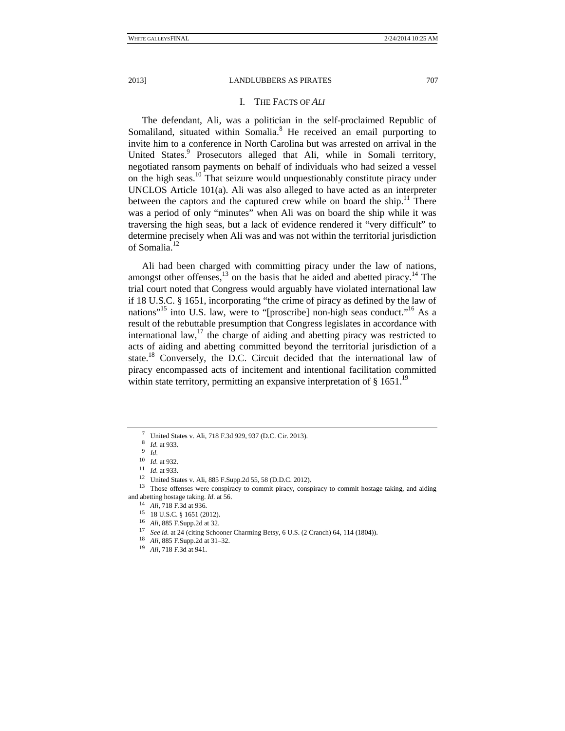## I. THE FACTS OF *ALI*

The defendant, Ali, was a politician in the self-proclaimed Republic of Somaliland, situated within Somalia.[8] He received an email purporting to invite him to a conference in North Carolina but was arrested on arrival in the United States.[9] Prosecutors alleged that Ali, while in Somali territory, negotiated ransom payments on behalf of individuals who had seized a vessel on the high seas.[10] That seizure would unquestionably constitute piracy under UNCLOS Article 101(a). Ali was also alleged to have acted as an interpreter between the captors and the captured crew while on board the ship.[11] There was a period of only "minutes" when Ali was on board the ship while it was traversing the high seas, but a lack of evidence rendered it "very difficult" to determine precisely when Ali was and was not within the territorial jurisdiction of Somalia.[12]

Ali had been charged with committing piracy under the law of nations, amongst other offenses,[13] on the basis that he aided and abetted piracy.[14] The trial court noted that Congress would arguably have violated international law if 18 U.S.C. § 1651, incorporating "the crime of piracy as defined by the law of nations"[15] into U.S. law, were to "[proscribe] non-high seas conduct."[16] As a result of the rebuttable presumption that Congress legislates in accordance with international law,[17] the charge of aiding and abetting piracy was restricted to acts of aiding and abetting committed beyond the territorial jurisdiction of a state.[18] Conversely, the D.C. Circuit decided that the international law of piracy encompassed acts of incitement and intentional facilitation committed within state territory, permitting an expansive interpretation of § 1651.[19]

---

7 United States v. Ali, 718 F.3d 929, 937 (D.C. Cir. 2013).

8 *Id*. at 933.

9 *Id*.

10 *Id*. at 932.

11 *Id*. at 933.

12 United States v. Ali, 885 F.Supp.2d 55, 58 (D.D.C. 2012).

13 Those offenses were conspiracy to commit piracy, conspiracy to commit hostage taking, and aiding and abetting hostage taking. *Id*. at 56.

14 *Ali*, 718 F.3d at 936.

15 18 U.S.C. § 1651 (2012).

16 *Ali*, 885 F.Supp.2d at 32.

17 *See id*. at 24 (citing Schooner Charming Betsy, 6 U.S. (2 Cranch) 64, 114 (1804)).

18 *Ali*, 885 F.Supp.2d at 31–32.

19 *Ali*, 718 F.3d at 941.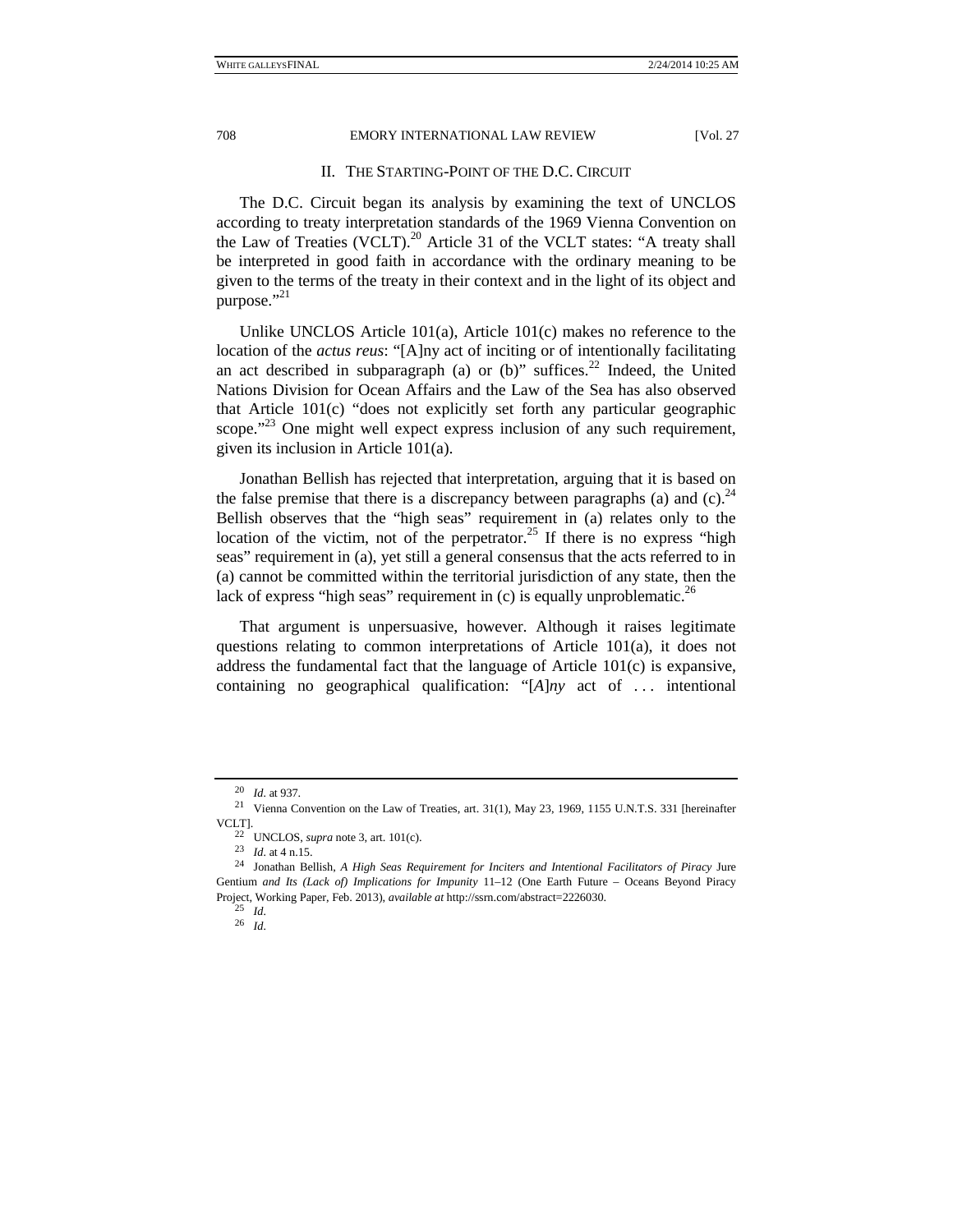## II. THE STARTING-POINT OF THE D.C. CIRCUIT

The D.C. Circuit began its analysis by examining the text of UNCLOS according to treaty interpretation standards of the 1969 Vienna Convention on the Law of Treaties (VCLT).[20] Article 31 of the VCLT states: "A treaty shall be interpreted in good faith in accordance with the ordinary meaning to be given to the terms of the treaty in their context and in the light of its object and purpose."[21]

Unlike UNCLOS Article 101(a), Article 101(c) makes no reference to the location of the *actus reus*: "[A]ny act of inciting or of intentionally facilitating an act described in subparagraph (a) or (b)" suffices.[22] Indeed, the United Nations Division for Ocean Affairs and the Law of the Sea has also observed that Article 101(c) "does not explicitly set forth any particular geographic scope."[23] One might well expect express inclusion of any such requirement, given its inclusion in Article 101(a).

Jonathan Bellish has rejected that interpretation, arguing that it is based on the false premise that there is a discrepancy between paragraphs (a) and (c).[24] Bellish observes that the "high seas" requirement in (a) relates only to the location of the victim, not of the perpetrator.[25] If there is no express "high seas" requirement in (a), yet still a general consensus that the acts referred to in (a) cannot be committed within the territorial jurisdiction of any state, then the lack of express "high seas" requirement in (c) is equally unproblematic.[26]

That argument is unpersuasive, however. Although it raises legitimate questions relating to common interpretations of Article 101(a), it does not address the fundamental fact that the language of Article 101(c) is expansive, containing no geographical qualification: "[*A*]*ny* act of . . . intentional

---

[20] *Id.* at 937.

[21] Vienna Convention on the Law of Treaties, art. 31(1), May 23, 1969, 1155 U.N.T.S. 331 [hereinafter VCLT].

[22] UNCLOS, *supra* note 3, art. 101(c).

[23] *Id.* at 4 n.15.

[24] Jonathan Bellish, *A High Seas Requirement for Inciters and Intentional Facilitators of Piracy* Jure Gentium *and Its (Lack of) Implications for Impunity* 11–12 (One Earth Future – Oceans Beyond Piracy Project, Working Paper, Feb. 2013), *available at* http://ssrn.com/abstract=2226030.

[25] *Id.*

[26] *Id.*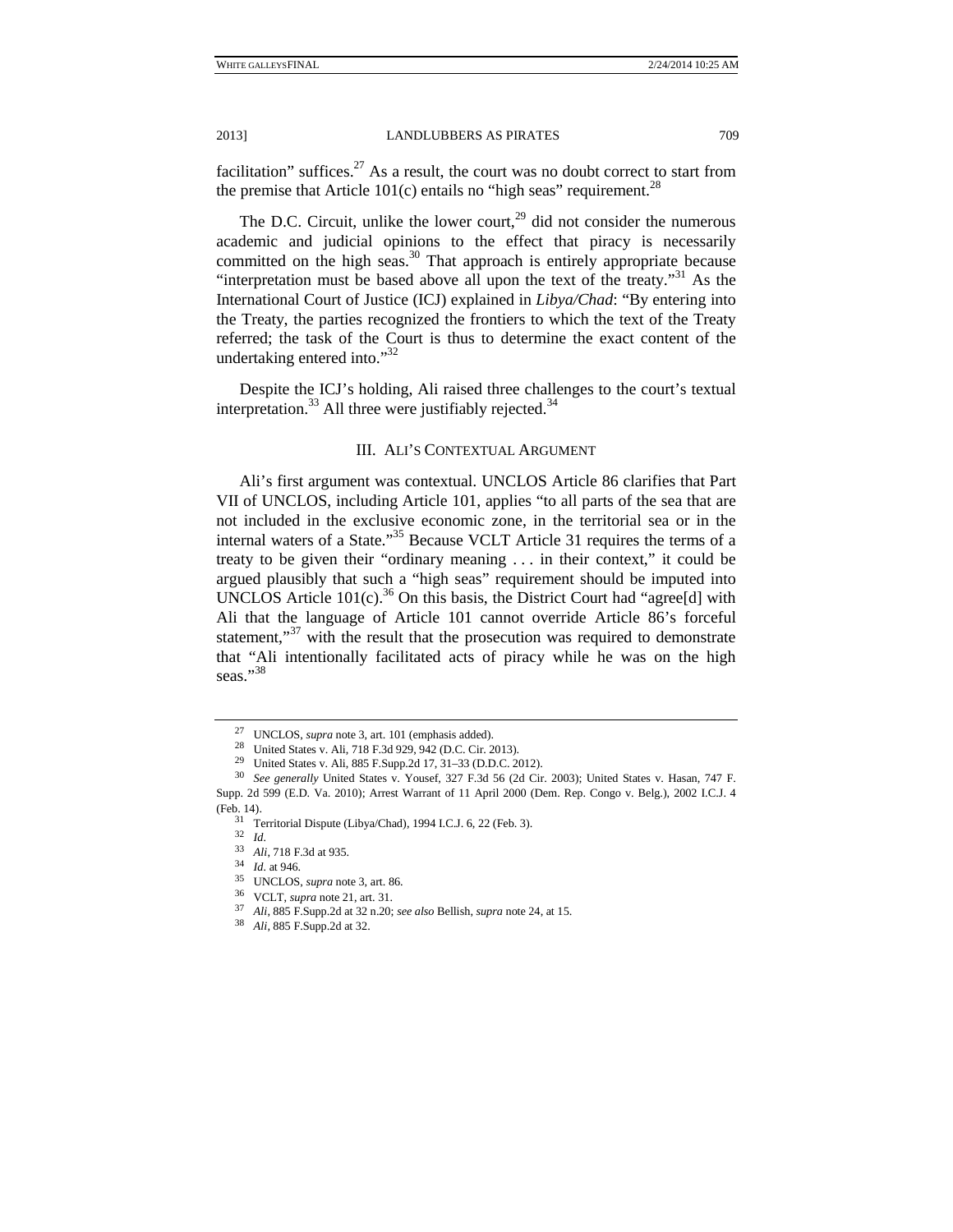facilitation" suffices.[27] As a result, the court was no doubt correct to start from the premise that Article 101(c) entails no "high seas" requirement.[28]

The D.C. Circuit, unlike the lower court,[29] did not consider the numerous academic and judicial opinions to the effect that piracy is necessarily committed on the high seas.[30] That approach is entirely appropriate because "interpretation must be based above all upon the text of the treaty."[31] As the International Court of Justice (ICJ) explained in *Libya/Chad*: "By entering into the Treaty, the parties recognized the frontiers to which the text of the Treaty referred; the task of the Court is thus to determine the exact content of the undertaking entered into."[32]

Despite the ICJ's holding, Ali raised three challenges to the court's textual interpretation.[33] All three were justifiably rejected.[34]

## III. ALI'S CONTEXTUAL ARGUMENT

Ali's first argument was contextual. UNCLOS Article 86 clarifies that Part VII of UNCLOS, including Article 101, applies "to all parts of the sea that are not included in the exclusive economic zone, in the territorial sea or in the internal waters of a State."[35] Because VCLT Article 31 requires the terms of a treaty to be given their "ordinary meaning . . . in their context," it could be argued plausibly that such a "high seas" requirement should be imputed into UNCLOS Article 101(c).[36] On this basis, the District Court had "agree[d] with Ali that the language of Article 101 cannot override Article 86's forceful statement,"[37] with the result that the prosecution was required to demonstrate that "Ali intentionally facilitated acts of piracy while he was on the high seas."[38]

---

27 UNCLOS, *supra* note 3, art. 101 (emphasis added).

28 United States v. Ali, 718 F.3d 929, 942 (D.C. Cir. 2013).

29 United States v. Ali, 885 F.Supp.2d 17, 31–33 (D.D.C. 2012).

30 *See generally* United States v. Yousef, 327 F.3d 56 (2d Cir. 2003); United States v. Hasan, 747 F. Supp. 2d 599 (E.D. Va. 2010); Arrest Warrant of 11 April 2000 (Dem. Rep. Congo v. Belg.), 2002 I.C.J. 4 (Feb. 14).

31 Territorial Dispute (Libya/Chad), 1994 I.C.J. 6, 22 (Feb. 3).

32 *Id*.

33 *Ali*, 718 F.3d at 935.

34 *Id*. at 946.

35 UNCLOS, *supra* note 3, art. 86.

36 VCLT, *supra* note 21, art. 31.

37 *Ali*, 885 F.Supp.2d at 32 n.20; *see also* Bellish, *supra* note 24, at 15.

38 *Ali*, 885 F.Supp.2d at 32.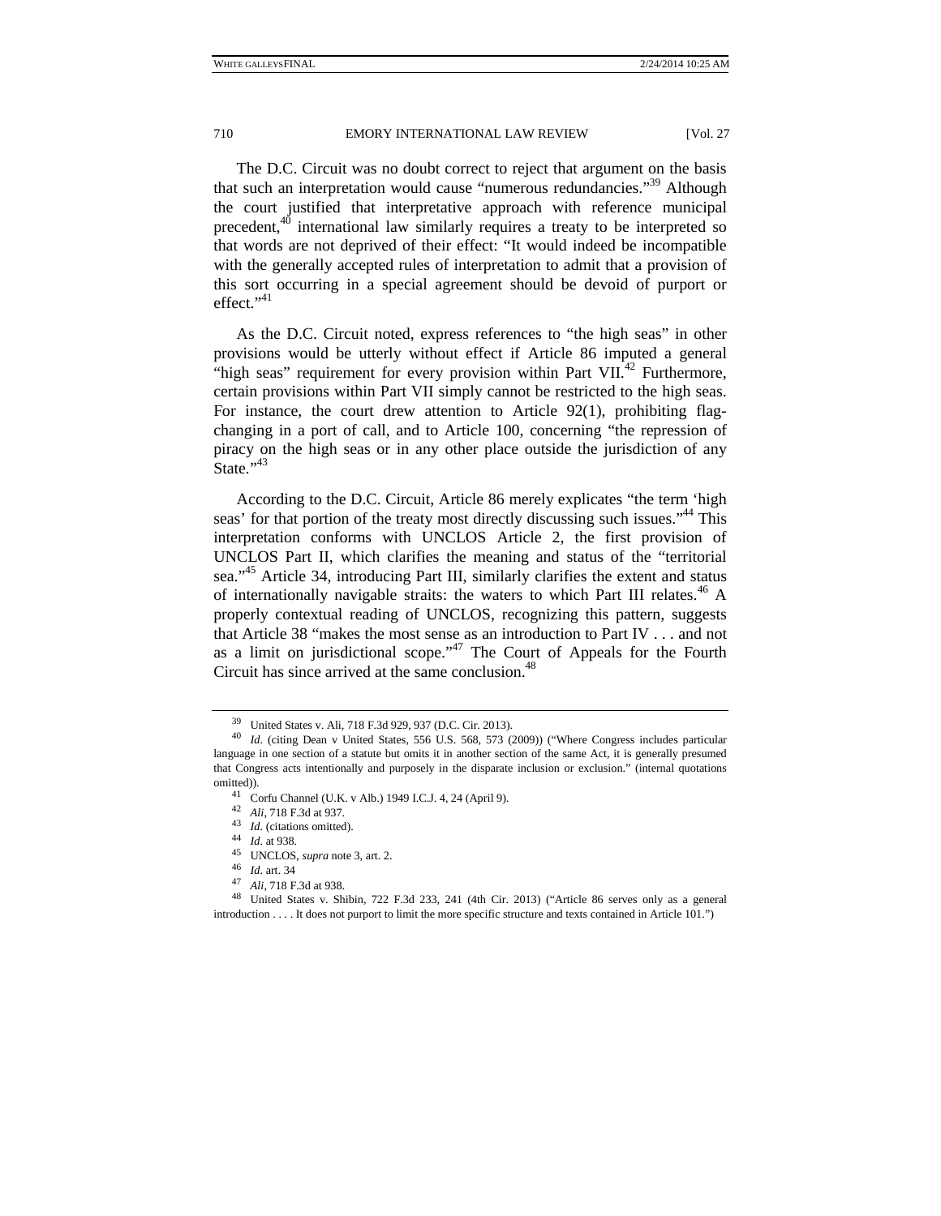The D.C. Circuit was no doubt correct to reject that argument on the basis that such an interpretation would cause "numerous redundancies."[39] Although the court justified that interpretative approach with reference municipal precedent,[40] international law similarly requires a treaty to be interpreted so that words are not deprived of their effect: "It would indeed be incompatible with the generally accepted rules of interpretation to admit that a provision of this sort occurring in a special agreement should be devoid of purport or effect."[41]

As the D.C. Circuit noted, express references to "the high seas" in other provisions would be utterly without effect if Article 86 imputed a general "high seas" requirement for every provision within Part VII.[42] Furthermore, certain provisions within Part VII simply cannot be restricted to the high seas. For instance, the court drew attention to Article 92(1), prohibiting flag-changing in a port of call, and to Article 100, concerning "the repression of piracy on the high seas or in any other place outside the jurisdiction of any State."[43]

According to the D.C. Circuit, Article 86 merely explicates "the term 'high seas' for that portion of the treaty most directly discussing such issues."[44] This interpretation conforms with UNCLOS Article 2, the first provision of UNCLOS Part II, which clarifies the meaning and status of the "territorial sea."[45] Article 34, introducing Part III, similarly clarifies the extent and status of internationally navigable straits: the waters to which Part III relates.[46] A properly contextual reading of UNCLOS, recognizing this pattern, suggests that Article 38 "makes the most sense as an introduction to Part IV . . . and not as a limit on jurisdictional scope."[47] The Court of Appeals for the Fourth Circuit has since arrived at the same conclusion.[48]

---

[39] United States v. Ali, 718 F.3d 929, 937 (D.C. Cir. 2013).

[40] *Id*. (citing Dean v United States, 556 U.S. 568, 573 (2009)) ("Where Congress includes particular language in one section of a statute but omits it in another section of the same Act, it is generally presumed that Congress acts intentionally and purposely in the disparate inclusion or exclusion." (internal quotations omitted)).

[41] Corfu Channel (U.K. v Alb.) 1949 I.C.J. 4, 24 (April 9).

[42] *Ali*, 718 F.3d at 937.

[43] *Id*. (citations omitted).

[44] *Id*. at 938.

[45] UNCLOS, *supra* note 3, art. 2.

[46] *Id*. art. 34

[47] *Ali*, 718 F.3d at 938.

[48] United States v. Shibin, 722 F.3d 233, 241 (4th Cir. 2013) ("Article 86 serves only as a general introduction . . . . It does not purport to limit the more specific structure and texts contained in Article 101.")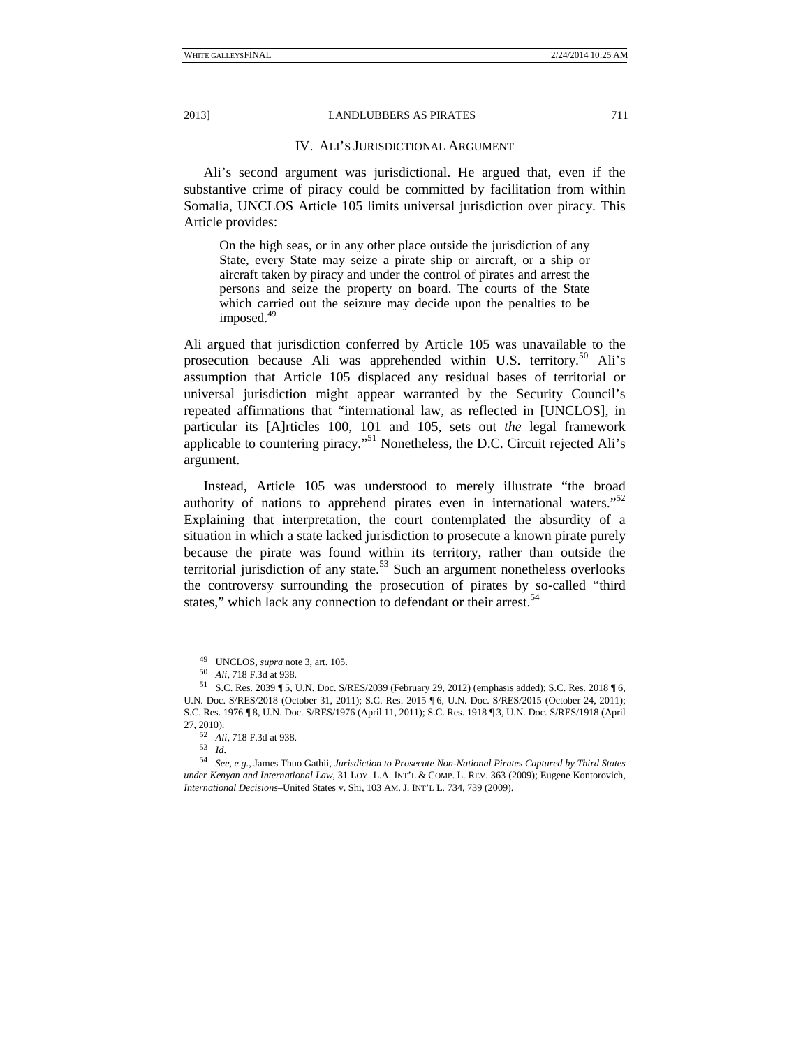## IV. ALI'S JURISDICTIONAL ARGUMENT

Ali's second argument was jurisdictional. He argued that, even if the substantive crime of piracy could be committed by facilitation from within Somalia, UNCLOS Article 105 limits universal jurisdiction over piracy. This Article provides:

> On the high seas, or in any other place outside the jurisdiction of any State, every State may seize a pirate ship or aircraft, or a ship or aircraft taken by piracy and under the control of pirates and arrest the persons and seize the property on board. The courts of the State which carried out the seizure may decide upon the penalties to be imposed.[49]

Ali argued that jurisdiction conferred by Article 105 was unavailable to the prosecution because Ali was apprehended within U.S. territory.[50] Ali's assumption that Article 105 displaced any residual bases of territorial or universal jurisdiction might appear warranted by the Security Council's repeated affirmations that "international law, as reflected in [UNCLOS], in particular its [A]rticles 100, 101 and 105, sets out *the* legal framework applicable to countering piracy."[51] Nonetheless, the D.C. Circuit rejected Ali's argument.

Instead, Article 105 was understood to merely illustrate "the broad authority of nations to apprehend pirates even in international waters."[52] Explaining that interpretation, the court contemplated the absurdity of a situation in which a state lacked jurisdiction to prosecute a known pirate purely because the pirate was found within its territory, rather than outside the territorial jurisdiction of any state.[53] Such an argument nonetheless overlooks the controversy surrounding the prosecution of pirates by so-called "third states," which lack any connection to defendant or their arrest.[54]

---

[49] UNCLOS, *supra* note 3, art. 105.

[50] *Ali*, 718 F.3d at 938.

[51] S.C. Res. 2039 ¶ 5, U.N. Doc. S/RES/2039 (February 29, 2012) (emphasis added); S.C. Res. 2018 ¶ 6, U.N. Doc. S/RES/2018 (October 31, 2011); S.C. Res. 2015 ¶ 6, U.N. Doc. S/RES/2015 (October 24, 2011); S.C. Res. 1976 ¶ 8, U.N. Doc. S/RES/1976 (April 11, 2011); S.C. Res. 1918 ¶ 3, U.N. Doc. S/RES/1918 (April 27, 2010).

[52] *Ali*, 718 F.3d at 938.

[53] *Id*.

[54] *See, e.g.*, James Thuo Gathii, *Jurisdiction to Prosecute Non-National Pirates Captured by Third States under Kenyan and International Law*, 31 LOY. L.A. INT'L & COMP. L. REV. 363 (2009); Eugene Kontorovich, *International Decisions*–United States v. Shi, 103 AM. J. INT'L L. 734, 739 (2009).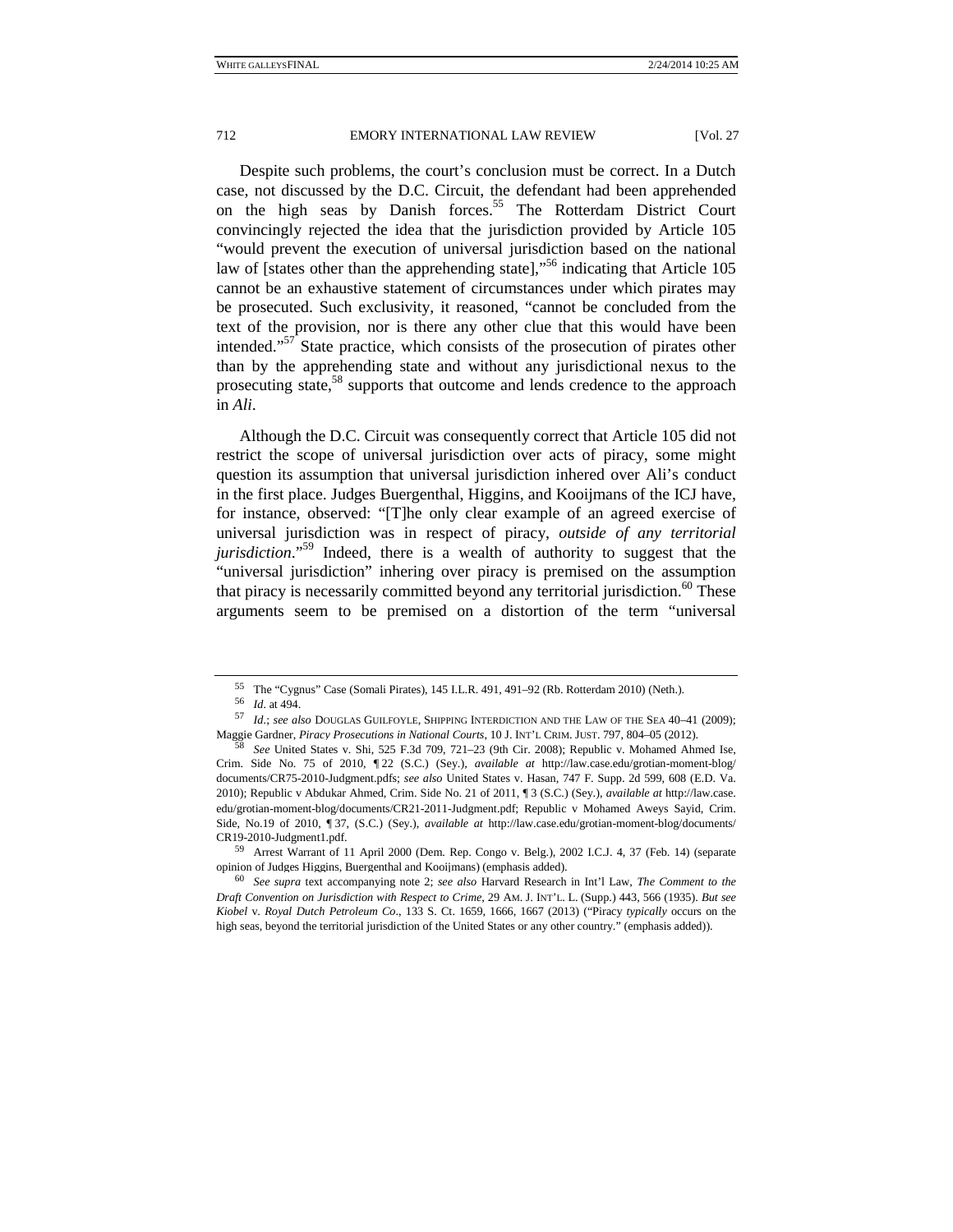Despite such problems, the court's conclusion must be correct. In a Dutch case, not discussed by the D.C. Circuit, the defendant had been apprehended on the high seas by Danish forces.[55] The Rotterdam District Court convincingly rejected the idea that the jurisdiction provided by Article 105 "would prevent the execution of universal jurisdiction based on the national law of [states other than the apprehending state],"[56] indicating that Article 105 cannot be an exhaustive statement of circumstances under which pirates may be prosecuted. Such exclusivity, it reasoned, "cannot be concluded from the text of the provision, nor is there any other clue that this would have been intended."[57] State practice, which consists of the prosecution of pirates other than by the apprehending state and without any jurisdictional nexus to the prosecuting state,[58] supports that outcome and lends credence to the approach in *Ali*.

Although the D.C. Circuit was consequently correct that Article 105 did not restrict the scope of universal jurisdiction over acts of piracy, some might question its assumption that universal jurisdiction inhered over Ali's conduct in the first place. Judges Buergenthal, Higgins, and Kooijmans of the ICJ have, for instance, observed: "[T]he only clear example of an agreed exercise of universal jurisdiction was in respect of piracy, *outside of any territorial jurisdiction*."[59] Indeed, there is a wealth of authority to suggest that the "universal jurisdiction" inhering over piracy is premised on the assumption that piracy is necessarily committed beyond any territorial jurisdiction.[60] These arguments seem to be premised on a distortion of the term "universal

---

55 The "Cygnus" Case (Somali Pirates), 145 I.L.R. 491, 491–92 (Rb. Rotterdam 2010) (Neth.).

56 *Id*. at 494.

57 *Id*.; *see also* DOUGLAS GUILFOYLE, SHIPPING INTERDICTION AND THE LAW OF THE SEA 40–41 (2009); Maggie Gardner, *Piracy Prosecutions in National Courts*, 10 J. INT'L CRIM. JUST. 797, 804–05 (2012).

58 *See* United States v. Shi, 525 F.3d 709, 721–23 (9th Cir. 2008); Republic v. Mohamed Ahmed Ise, Crim. Side No. 75 of 2010, ¶ 22 (S.C.) (Sey.), *available at* http://law.case.edu/grotian-moment-blog/documents/CR75-2010-Judgment.pdfs; *see also* United States v. Hasan, 747 F. Supp. 2d 599, 608 (E.D. Va. 2010); Republic v Abdukar Ahmed, Crim. Side No. 21 of 2011, ¶ 3 (S.C.) (Sey.), *available at* http://law.case.edu/grotian-moment-blog/documents/CR21-2011-Judgment.pdf; Republic v Mohamed Aweys Sayid, Crim. Side, No.19 of 2010, ¶ 37, (S.C.) (Sey.), *available at* http://law.case.edu/grotian-moment-blog/documents/CR19-2010-Judgment1.pdf.

59 Arrest Warrant of 11 April 2000 (Dem. Rep. Congo v. Belg.), 2002 I.C.J. 4, 37 (Feb. 14) (separate opinion of Judges Higgins, Buergenthal and Kooijmans) (emphasis added).

60 *See supra* text accompanying note 2; *see also* Harvard Research in Int'l Law, *The Comment to the Draft Convention on Jurisdiction with Respect to Crime*, 29 AM. J. INT'L. L. (Supp.) 443, 566 (1935). *But see Kiobel v. Royal Dutch Petroleum Co*., 133 S. Ct. 1659, 1666, 1667 (2013) ("Piracy *typically* occurs on the high seas, beyond the territorial jurisdiction of the United States or any other country." (emphasis added)).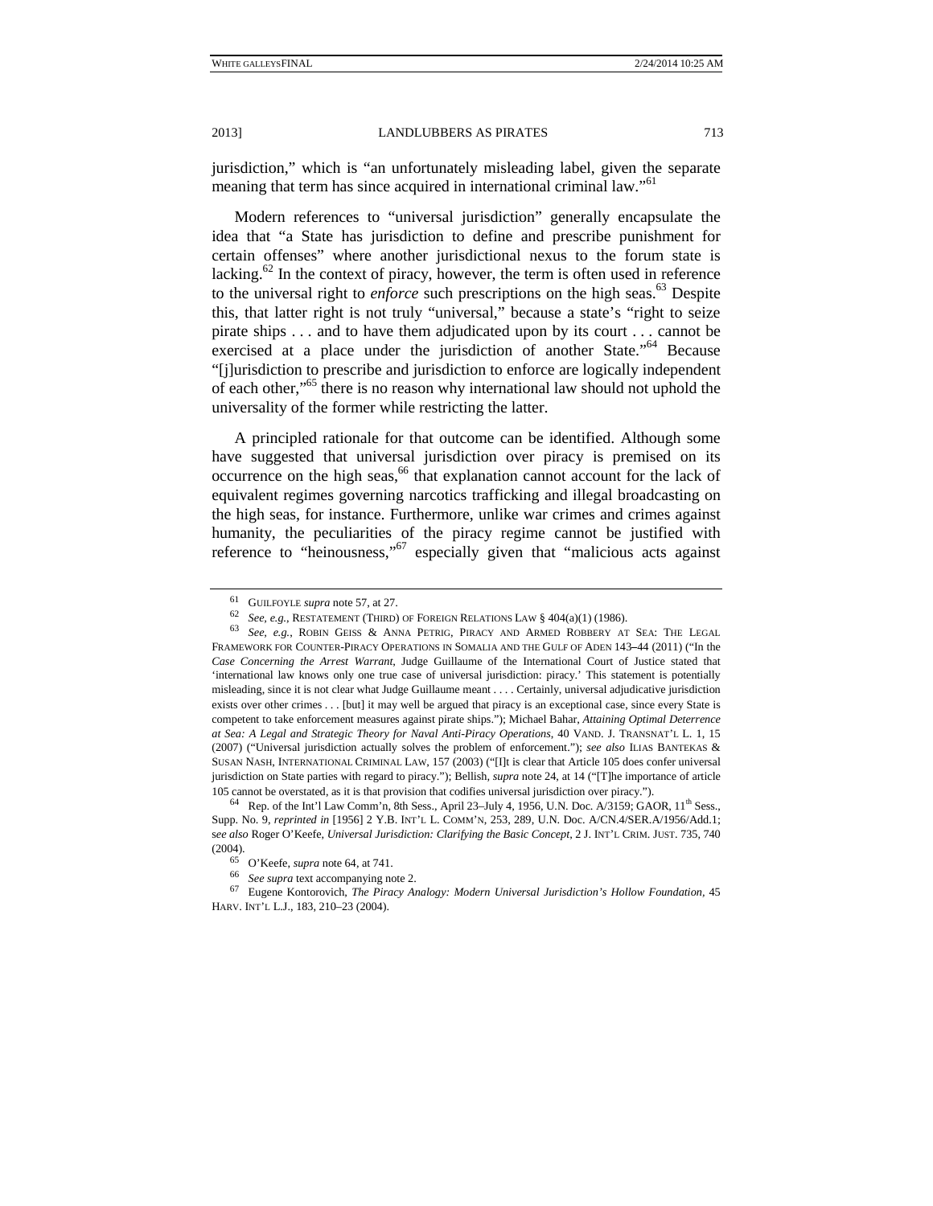jurisdiction," which is "an unfortunately misleading label, given the separate meaning that term has since acquired in international criminal law."[61]

Modern references to "universal jurisdiction" generally encapsulate the idea that "a State has jurisdiction to define and prescribe punishment for certain offenses" where another jurisdictional nexus to the forum state is lacking.[62] In the context of piracy, however, the term is often used in reference to the universal right to *enforce* such prescriptions on the high seas.[63] Despite this, that latter right is not truly "universal," because a state's "right to seize pirate ships . . . and to have them adjudicated upon by its court . . . cannot be exercised at a place under the jurisdiction of another State."[64] Because "[j]urisdiction to prescribe and jurisdiction to enforce are logically independent of each other,"[65] there is no reason why international law should not uphold the universality of the former while restricting the latter.

A principled rationale for that outcome can be identified. Although some have suggested that universal jurisdiction over piracy is premised on its occurrence on the high seas,[66] that explanation cannot account for the lack of equivalent regimes governing narcotics trafficking and illegal broadcasting on the high seas, for instance. Furthermore, unlike war crimes and crimes against humanity, the peculiarities of the piracy regime cannot be justified with reference to "heinousness,"[67] especially given that "malicious acts against

---

[61] GUILFOYLE *supra* note 57, at 27.

[62] *See, e.g.*, RESTATEMENT (THIRD) OF FOREIGN RELATIONS LAW § 404(a)(1) (1986).

[63] *See, e.g.*, ROBIN GEISS & ANNA PETRIG, PIRACY AND ARMED ROBBERY AT SEA: THE LEGAL FRAMEWORK FOR COUNTER-PIRACY OPERATIONS IN SOMALIA AND THE GULF OF ADEN 143–44 (2011) ("In the *Case Concerning the Arrest Warrant*, Judge Guillaume of the International Court of Justice stated that 'international law knows only one true case of universal jurisdiction: piracy.' This statement is potentially misleading, since it is not clear what Judge Guillaume meant . . . . Certainly, universal adjudicative jurisdiction exists over other crimes . . . [but] it may well be argued that piracy is an exceptional case, since every State is competent to take enforcement measures against pirate ships."); Michael Bahar, *Attaining Optimal Deterrence at Sea: A Legal and Strategic Theory for Naval Anti-Piracy Operations*, 40 VAND. J. TRANSNAT'L L. 1, 15 (2007) ("Universal jurisdiction actually solves the problem of enforcement."); *see also* ILIAS BANTEKAS & SUSAN NASH, INTERNATIONAL CRIMINAL LAW, 157 (2003) ("[I]t is clear that Article 105 does confer universal jurisdiction on State parties with regard to piracy."); Bellish, *supra* note 24, at 14 ("[T]he importance of article 105 cannot be overstated, as it is that provision that codifies universal jurisdiction over piracy.").

[64] Rep. of the Int'l Law Comm'n, 8th Sess., April 23–July 4, 1956, U.N. Doc. A/3159; GAOR, 11th Sess., Supp. No. 9, *reprinted in* [1956] 2 Y.B. INT'L L. COMM'N, 253, 289, U.N. Doc. A/CN.4/SER.A/1956/Add.1; *see also* Roger O'Keefe, *Universal Jurisdiction: Clarifying the Basic Concept*, 2 J. INT'L CRIM. JUST. 735, 740 (2004).

[65] O'Keefe, *supra* note 64, at 741.

[66] *See supra* text accompanying note 2.

[67] Eugene Kontorovich, *The Piracy Analogy: Modern Universal Jurisdiction's Hollow Foundation*, 45 HARV. INT'L L.J., 183, 210–23 (2004).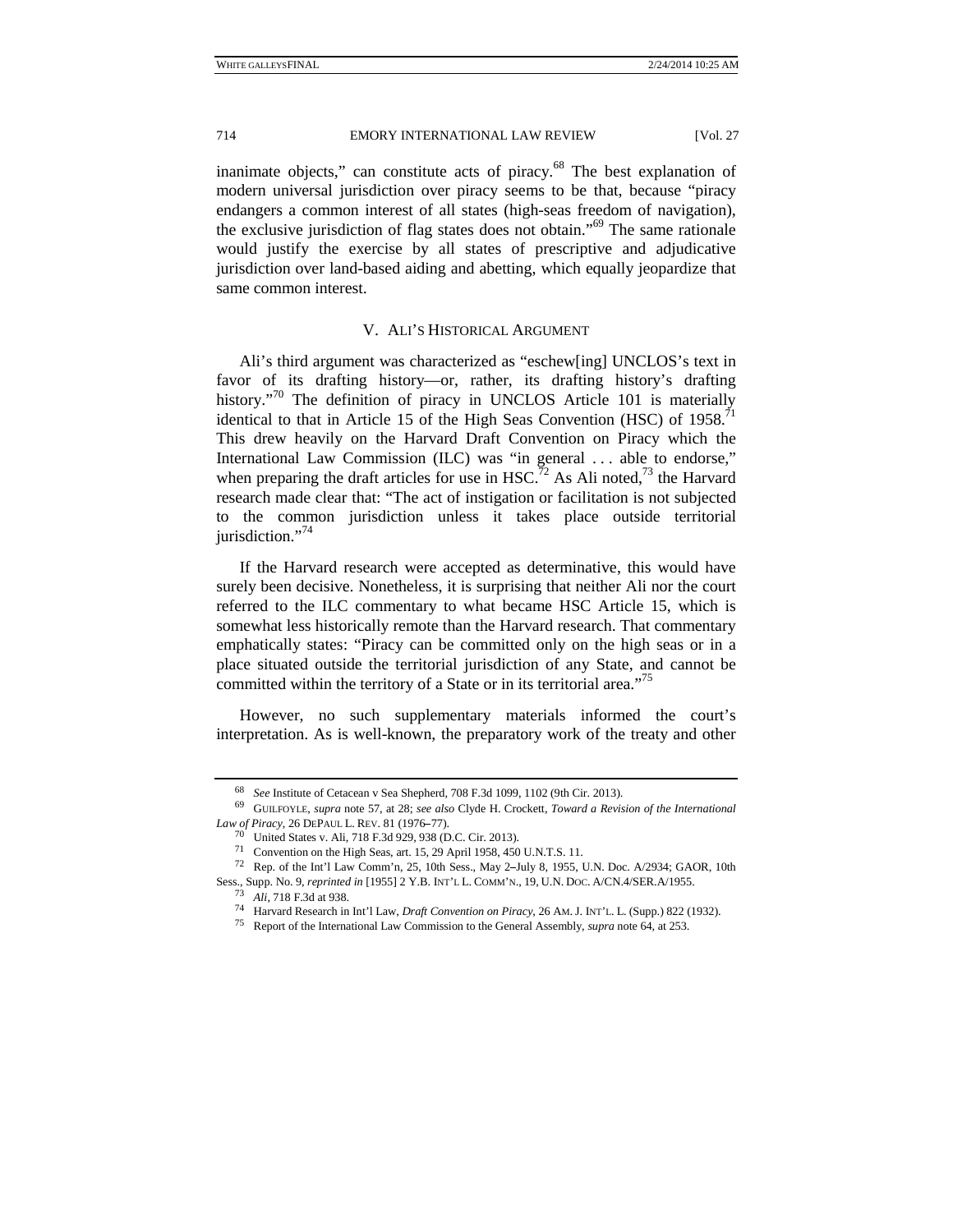inanimate objects," can constitute acts of piracy.[68] The best explanation of modern universal jurisdiction over piracy seems to be that, because "piracy endangers a common interest of all states (high-seas freedom of navigation), the exclusive jurisdiction of flag states does not obtain."[69] The same rationale would justify the exercise by all states of prescriptive and adjudicative jurisdiction over land-based aiding and abetting, which equally jeopardize that same common interest.

## V. ALI'S HISTORICAL ARGUMENT

Ali's third argument was characterized as "eschew[ing] UNCLOS's text in favor of its drafting history—or, rather, its drafting history's drafting history."[70] The definition of piracy in UNCLOS Article 101 is materially identical to that in Article 15 of the High Seas Convention (HSC) of 1958.[71] This drew heavily on the Harvard Draft Convention on Piracy which the International Law Commission (ILC) was "in general . . . able to endorse," when preparing the draft articles for use in HSC.[72] As Ali noted,[73] the Harvard research made clear that: "The act of instigation or facilitation is not subjected to the common jurisdiction unless it takes place outside territorial jurisdiction."[74]

If the Harvard research were accepted as determinative, this would have surely been decisive. Nonetheless, it is surprising that neither Ali nor the court referred to the ILC commentary to what became HSC Article 15, which is somewhat less historically remote than the Harvard research. That commentary emphatically states: "Piracy can be committed only on the high seas or in a place situated outside the territorial jurisdiction of any State, and cannot be committed within the territory of a State or in its territorial area."[75]

However, no such supplementary materials informed the court's interpretation. As is well-known, the preparatory work of the treaty and other

---

[68] *See* Institute of Cetacean v Sea Shepherd, 708 F.3d 1099, 1102 (9th Cir. 2013).

[69] GUILFOYLE, *supra* note 57, at 28; *see also* Clyde H. Crockett, *Toward a Revision of the International Law of Piracy*, 26 DEPAUL L. REV. 81 (1976–77).

[70] United States v. Ali, 718 F.3d 929, 938 (D.C. Cir. 2013).

[71] Convention on the High Seas, art. 15, 29 April 1958, 450 U.N.T.S. 11.

[72] Rep. of the Int'l Law Comm'n, 25, 10th Sess., May 2–July 8, 1955, U.N. Doc. A/2934; GAOR, 10th Sess., Supp. No. 9, *reprinted in* [1955] 2 Y.B. INT'L L. COMM'N., 19, U.N. DOC. A/CN.4/SER.A/1955.

[73] *Ali*, 718 F.3d at 938.

[74] Harvard Research in Int'l Law, *Draft Convention on Piracy*, 26 AM. J. INT'L. L. (Supp.) 822 (1932).

[75] Report of the International Law Commission to the General Assembly, *supra* note 64, at 253.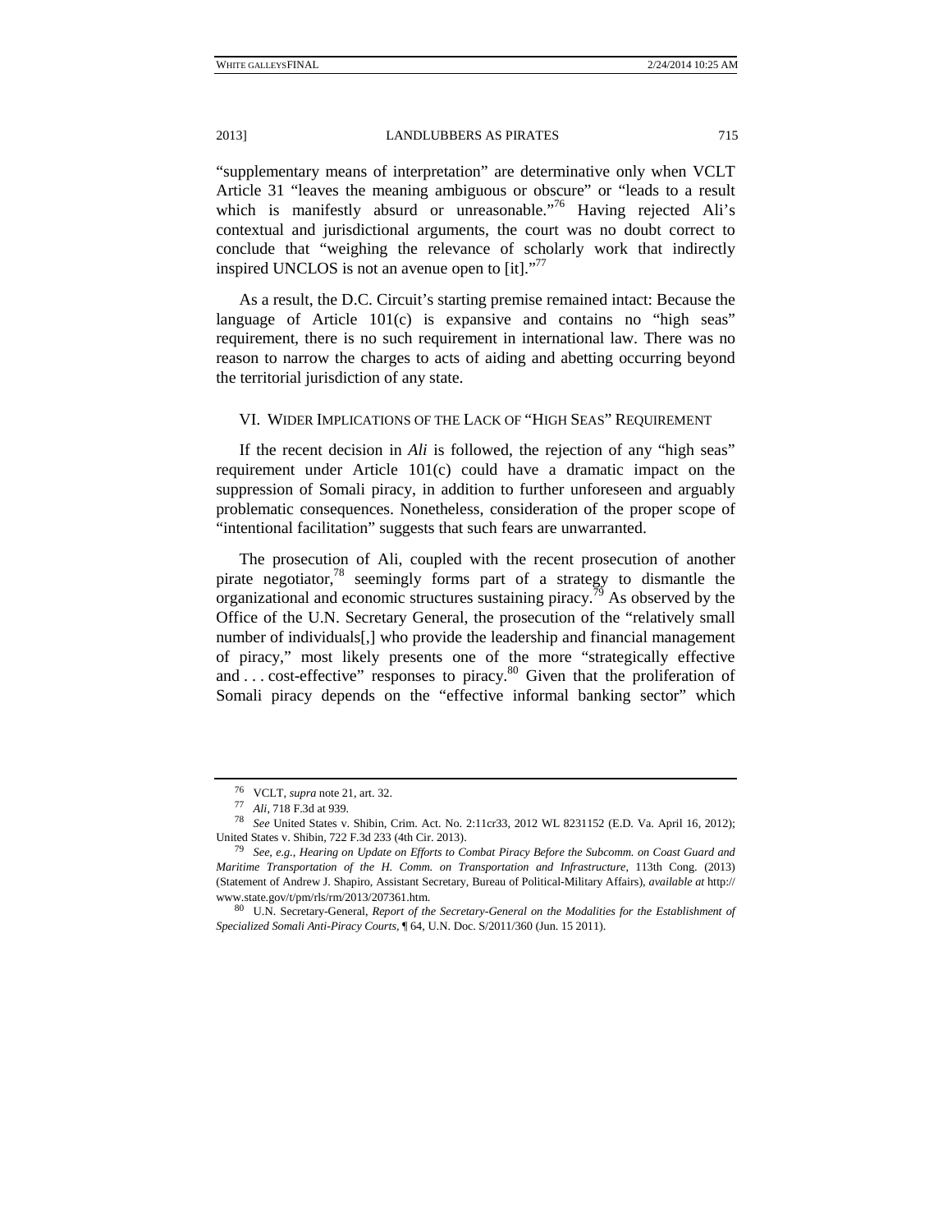"supplementary means of interpretation" are determinative only when VCLT Article 31 "leaves the meaning ambiguous or obscure" or "leads to a result which is manifestly absurd or unreasonable."[76] Having rejected Ali's contextual and jurisdictional arguments, the court was no doubt correct to conclude that "weighing the relevance of scholarly work that indirectly inspired UNCLOS is not an avenue open to [it]."[77]

As a result, the D.C. Circuit's starting premise remained intact: Because the language of Article 101(c) is expansive and contains no "high seas" requirement, there is no such requirement in international law. There was no reason to narrow the charges to acts of aiding and abetting occurring beyond the territorial jurisdiction of any state.

## VI. Wider Implications of the Lack of "High Seas" Requirement

If the recent decision in *Ali* is followed, the rejection of any "high seas" requirement under Article 101(c) could have a dramatic impact on the suppression of Somali piracy, in addition to further unforeseen and arguably problematic consequences. Nonetheless, consideration of the proper scope of "intentional facilitation" suggests that such fears are unwarranted.

The prosecution of Ali, coupled with the recent prosecution of another pirate negotiator,[78] seemingly forms part of a strategy to dismantle the organizational and economic structures sustaining piracy.[79] As observed by the Office of the U.N. Secretary General, the prosecution of the "relatively small number of individuals[,] who provide the leadership and financial management of piracy," most likely presents one of the more "strategically effective and . . . cost-effective" responses to piracy.[80] Given that the proliferation of Somali piracy depends on the "effective informal banking sector" which

---

76 VCLT, *supra* note 21, art. 32.

77 *Ali*, 718 F.3d at 939.

78 *See* United States v. Shibin, Crim. Act. No. 2:11cr33, 2012 WL 8231152 (E.D. Va. April 16, 2012); United States v. Shibin, 722 F.3d 233 (4th Cir. 2013).

79 *See, e.g.*, *Hearing on Update on Efforts to Combat Piracy Before the Subcomm. on Coast Guard and Maritime Transportation of the H. Comm. on Transportation and Infrastructure*, 113th Cong. (2013) (Statement of Andrew J. Shapiro, Assistant Secretary, Bureau of Political-Military Affairs), *available at* http://www.state.gov/t/pm/rls/rm/2013/207361.htm.

80 U.N. Secretary-General, *Report of the Secretary-General on the Modalities for the Establishment of Specialized Somali Anti-Piracy Courts*, ¶ 64, U.N. Doc. S/2011/360 (Jun. 15 2011).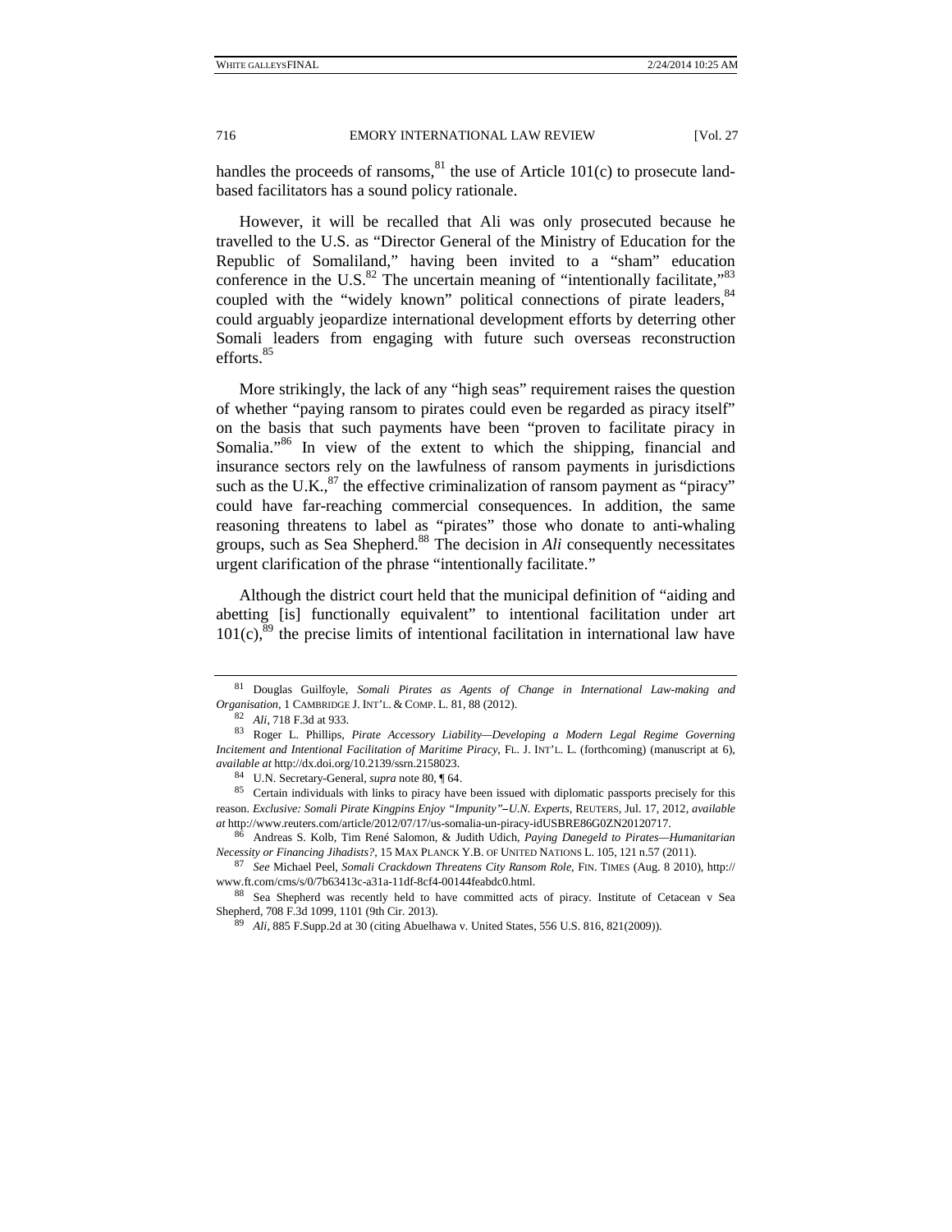handles the proceeds of ransoms,[81] the use of Article 101(c) to prosecute land-based facilitators has a sound policy rationale.

However, it will be recalled that Ali was only prosecuted because he travelled to the U.S. as "Director General of the Ministry of Education for the Republic of Somaliland," having been invited to a "sham" education conference in the U.S.[82] The uncertain meaning of "intentionally facilitate,"[83] coupled with the "widely known" political connections of pirate leaders,[84] could arguably jeopardize international development efforts by deterring other Somali leaders from engaging with future such overseas reconstruction efforts.[85]

More strikingly, the lack of any "high seas" requirement raises the question of whether "paying ransom to pirates could even be regarded as piracy itself" on the basis that such payments have been "proven to facilitate piracy in Somalia."[86] In view of the extent to which the shipping, financial and insurance sectors rely on the lawfulness of ransom payments in jurisdictions such as the U.K.,[87] the effective criminalization of ransom payment as "piracy" could have far-reaching commercial consequences. In addition, the same reasoning threatens to label as "pirates" those who donate to anti-whaling groups, such as Sea Shepherd.[88] The decision in *Ali* consequently necessitates urgent clarification of the phrase "intentionally facilitate."

Although the district court held that the municipal definition of "aiding and abetting [is] functionally equivalent" to intentional facilitation under art 101(c),[89] the precise limits of intentional facilitation in international law have

---

[81] Douglas Guilfoyle, *Somali Pirates as Agents of Change in International Law-making and Organisation*, 1 CAMBRIDGE J. INT'L. & COMP. L. 81, 88 (2012).

[82] *Ali*, 718 F.3d at 933.

[83] Roger L. Phillips, *Pirate Accessory Liability—Developing a Modern Legal Regime Governing Incitement and Intentional Facilitation of Maritime Piracy*, FL. J. INT'L. L. (forthcoming) (manuscript at 6), *available at* http://dx.doi.org/10.2139/ssrn.2158023.

[84] U.N. Secretary-General, *supra* note 80, ¶ 64.

[85] Certain individuals with links to piracy have been issued with diplomatic passports precisely for this reason. *Exclusive: Somali Pirate Kingpins Enjoy "Impunity"–U.N. Experts*, REUTERS, Jul. 17, 2012, *available at* http://www.reuters.com/article/2012/07/17/us-somalia-un-piracy-idUSBRE86G0ZN20120717.

[86] Andreas S. Kolb, Tim René Salomon, & Judith Udich, *Paying Danegeld to Pirates—Humanitarian Necessity or Financing Jihadists?*, 15 MAX PLANCK Y.B. OF UNITED NATIONS L. 105, 121 n.57 (2011).

[87] *See* Michael Peel, *Somali Crackdown Threatens City Ransom Role*, FIN. TIMES (Aug. 8 2010), http://www.ft.com/cms/s/0/7b63413c-a31a-11df-8cf4-00144feabdc0.html.

[88] Sea Shepherd was recently held to have committed acts of piracy. Institute of Cetacean v Sea Shepherd, 708 F.3d 1099, 1101 (9th Cir. 2013).

[89] *Ali*, 885 F.Supp.2d at 30 (citing Abuelhawa v. United States, 556 U.S. 816, 821(2009)).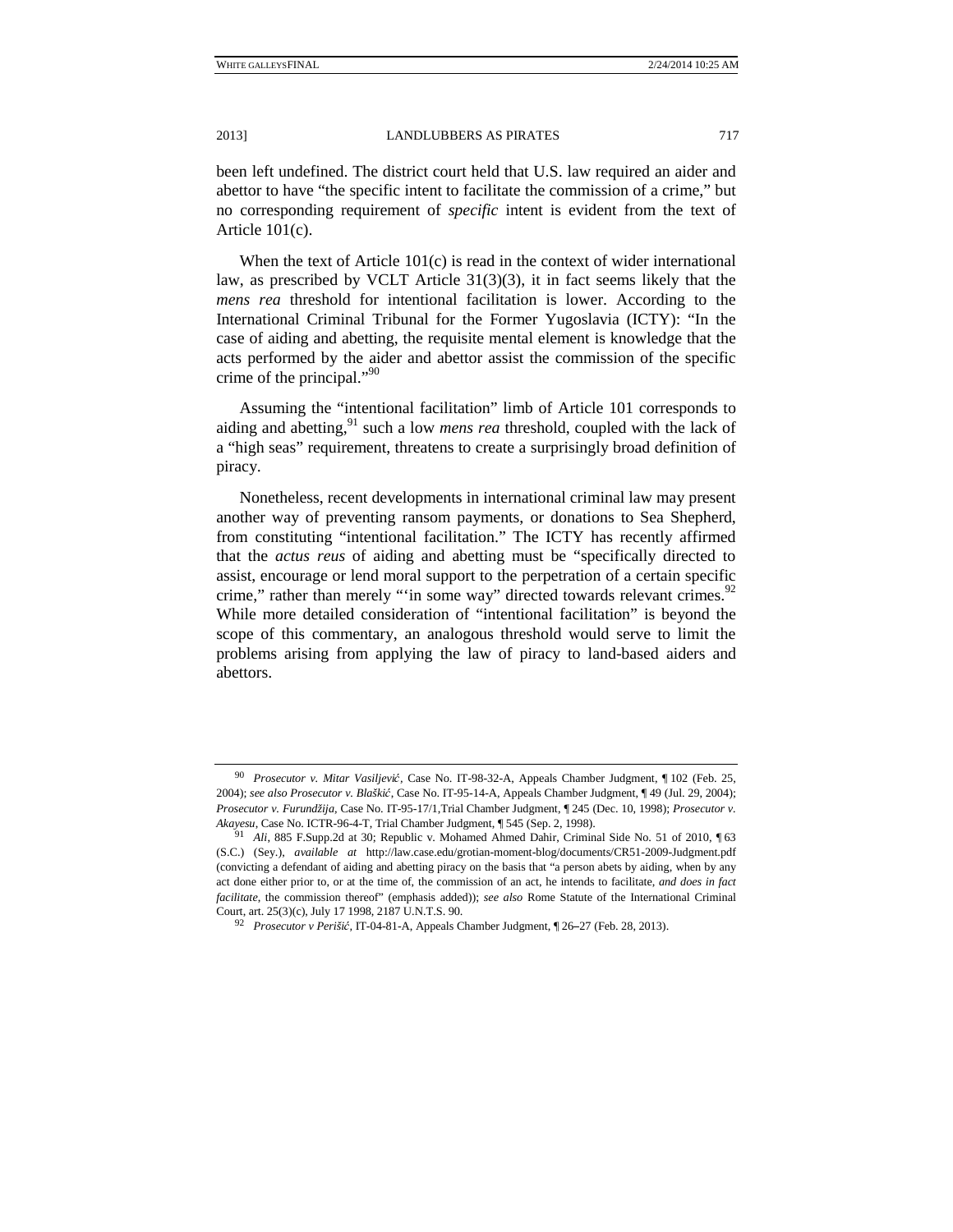been left undefined. The district court held that U.S. law required an aider and abettor to have "the specific intent to facilitate the commission of a crime," but no corresponding requirement of *specific* intent is evident from the text of Article 101(c).

When the text of Article 101(c) is read in the context of wider international law, as prescribed by VCLT Article 31(3)(3), it in fact seems likely that the *mens rea* threshold for intentional facilitation is lower. According to the International Criminal Tribunal for the Former Yugoslavia (ICTY): "In the case of aiding and abetting, the requisite mental element is knowledge that the acts performed by the aider and abettor assist the commission of the specific crime of the principal."[90]

Assuming the "intentional facilitation" limb of Article 101 corresponds to aiding and abetting,[91] such a low *mens rea* threshold, coupled with the lack of a "high seas" requirement, threatens to create a surprisingly broad definition of piracy.

Nonetheless, recent developments in international criminal law may present another way of preventing ransom payments, or donations to Sea Shepherd, from constituting "intentional facilitation." The ICTY has recently affirmed that the *actus reus* of aiding and abetting must be "specifically directed to assist, encourage or lend moral support to the perpetration of a certain specific crime," rather than merely "'in some way" directed towards relevant crimes.[92] While more detailed consideration of "intentional facilitation" is beyond the scope of this commentary, an analogous threshold would serve to limit the problems arising from applying the law of piracy to land-based aiders and abettors.

---

[90] *Prosecutor v. Mitar Vasiljević*, Case No. IT-98-32-A, Appeals Chamber Judgment, ¶ 102 (Feb. 25, 2004); *see also Prosecutor v. Blaškić*, Case No. IT-95-14-A, Appeals Chamber Judgment, ¶ 49 (Jul. 29, 2004); *Prosecutor v. Furundžija*, Case No. IT-95-17/1,Trial Chamber Judgment, ¶ 245 (Dec. 10, 1998); *Prosecutor v. Akayesu*, Case No. ICTR-96-4-T, Trial Chamber Judgment, ¶ 545 (Sep. 2, 1998).

[91] *Ali*, 885 F.Supp.2d at 30; Republic v. Mohamed Ahmed Dahir, Criminal Side No. 51 of 2010, ¶ 63 (S.C.) (Sey.), *available at* http://law.case.edu/grotian-moment-blog/documents/CR51-2009-Judgment.pdf (convicting a defendant of aiding and abetting piracy on the basis that "a person abets by aiding, when by any act done either prior to, or at the time of, the commission of an act, he intends to facilitate, *and does in fact facilitate*, the commission thereof" (emphasis added)); *see also* Rome Statute of the International Criminal Court, art. 25(3)(c), July 17 1998, 2187 U.N.T.S. 90.

[92] *Prosecutor v Perišić*, IT-04-81-A, Appeals Chamber Judgment, ¶ 26–27 (Feb. 28, 2013).